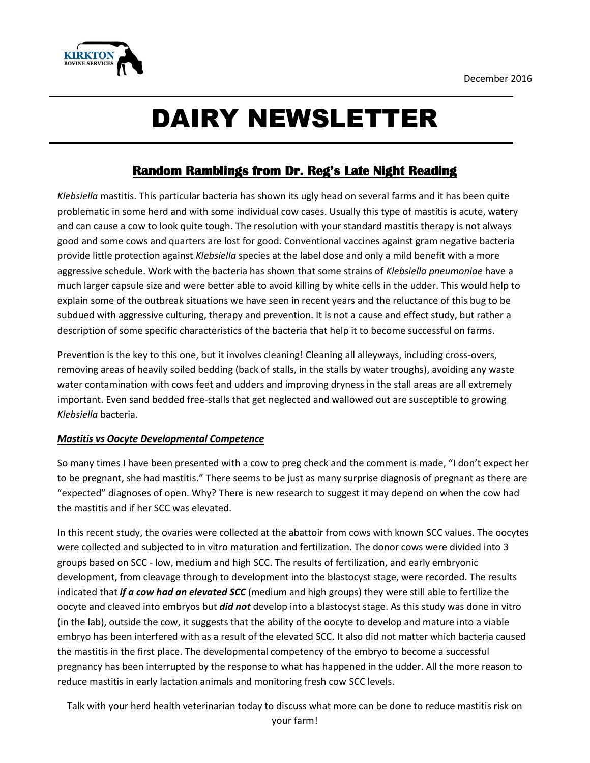KIRKTON BOVINE SERVICES

December 2016

# DAIRY NEWSLETTER

## Random Ramblings from Dr. Reg's Late Night Reading

*Klebsiella* mastitis. This particular bacteria has shown its ugly head on several farms and it has been quite problematic in some herd and with some individual cow cases. Usually this type of mastitis is acute, watery and can cause a cow to look quite tough. The resolution with your standard mastitis therapy is not always good and some cows and quarters are lost for good. Conventional vaccines against gram negative bacteria provide little protection against *Klebsiella* species at the label dose and only a mild benefit with a more aggressive schedule. Work with the bacteria has shown that some strains of *Klebsiella pneumoniae* have a much larger capsule size and were better able to avoid killing by white cells in the udder. This would help to explain some of the outbreak situations we have seen in recent years and the reluctance of this bug to be subdued with aggressive culturing, therapy and prevention. It is not a cause and effect study, but rather a description of some specific characteristics of the bacteria that help it to become successful on farms.

Prevention is the key to this one, but it involves cleaning! Cleaning all alleyways, including cross-overs, removing areas of heavily soiled bedding (back of stalls, in the stalls by water troughs), avoiding any waste water contamination with cows feet and udders and improving dryness in the stall areas are all extremely important. Even sand bedded free-stalls that get neglected and wallowed out are susceptible to growing *Klebsiella* bacteria.

***Mastitis vs Oocyte Developmental Competence***

So many times I have been presented with a cow to preg check and the comment is made, "I don't expect her to be pregnant, she had mastitis." There seems to be just as many surprise diagnosis of pregnant as there are "expected" diagnoses of open. Why? There is new research to suggest it may depend on when the cow had the mastitis and if her SCC was elevated.

In this recent study, the ovaries were collected at the abattoir from cows with known SCC values. The oocytes were collected and subjected to in vitro maturation and fertilization. The donor cows were divided into 3 groups based on SCC - low, medium and high SCC. The results of fertilization, and early embryonic development, from cleavage through to development into the blastocyst stage, were recorded. The results indicated that ***if a cow had an elevated SCC*** (medium and high groups) they were still able to fertilize the oocyte and cleaved into embryos but ***did not*** develop into a blastocyst stage. As this study was done in vitro (in the lab), outside the cow, it suggests that the ability of the oocyte to develop and mature into a viable embryo has been interfered with as a result of the elevated SCC. It also did not matter which bacteria caused the mastitis in the first place. The developmental competency of the embryo to become a successful pregnancy has been interrupted by the response to what has happened in the udder. All the more reason to reduce mastitis in early lactation animals and monitoring fresh cow SCC levels.

Talk with your herd health veterinarian today to discuss what more can be done to reduce mastitis risk on your farm!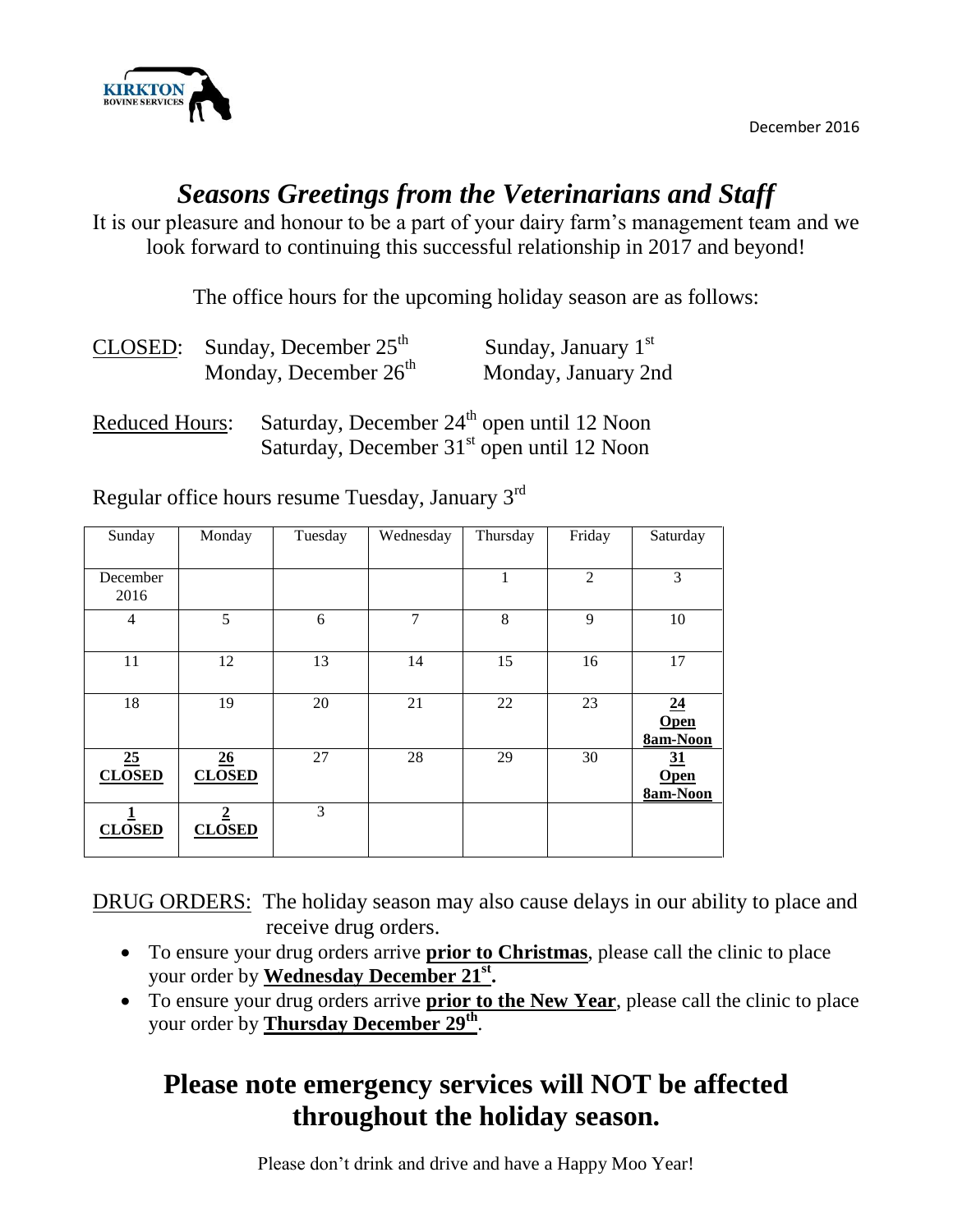KIRKTON BOVINE SERVICES

December 2016

# *Seasons Greetings from the Veterinarians and Staff*

It is our pleasure and honour to be a part of your dairy farm's management team and we look forward to continuing this successful relationship in 2017 and beyond!

The office hours for the upcoming holiday season are as follows:

CLOSED: Sunday, December 25th Sunday, January 1st
Monday, December 26th Monday, January 2nd

Reduced Hours: Saturday, December 24th open until 12 Noon
Saturday, December 31st open until 12 Noon

Regular office hours resume Tuesday, January 3rd

| Sunday | Monday | Tuesday | Wednesday | Thursday | Friday | Saturday |
|---|---|---|---|---|---|---|
| December 2016 | | | | 1 | 2 | 3 |
| 4 | 5 | 6 | 7 | 8 | 9 | 10 |
| 11 | 12 | 13 | 14 | 15 | 16 | 17 |
| 18 | 19 | 20 | 21 | 22 | 23 | **24 Open 8am-Noon** |
| **25 CLOSED** | **26 CLOSED** | 27 | 28 | 29 | 30 | **31 Open 8am-Noon** |
| **1 CLOSED** | **2 CLOSED** | 3 | | | | |

DRUG ORDERS: The holiday season may also cause delays in our ability to place and receive drug orders.

- To ensure your drug orders arrive **prior to Christmas**, please call the clinic to place your order by **Wednesday December 21st.**
- To ensure your drug orders arrive **prior to the New Year**, please call the clinic to place your order by **Thursday December 29th**.

## Please note emergency services will NOT be affected throughout the holiday season.

Please don't drink and drive and have a Happy Moo Year!